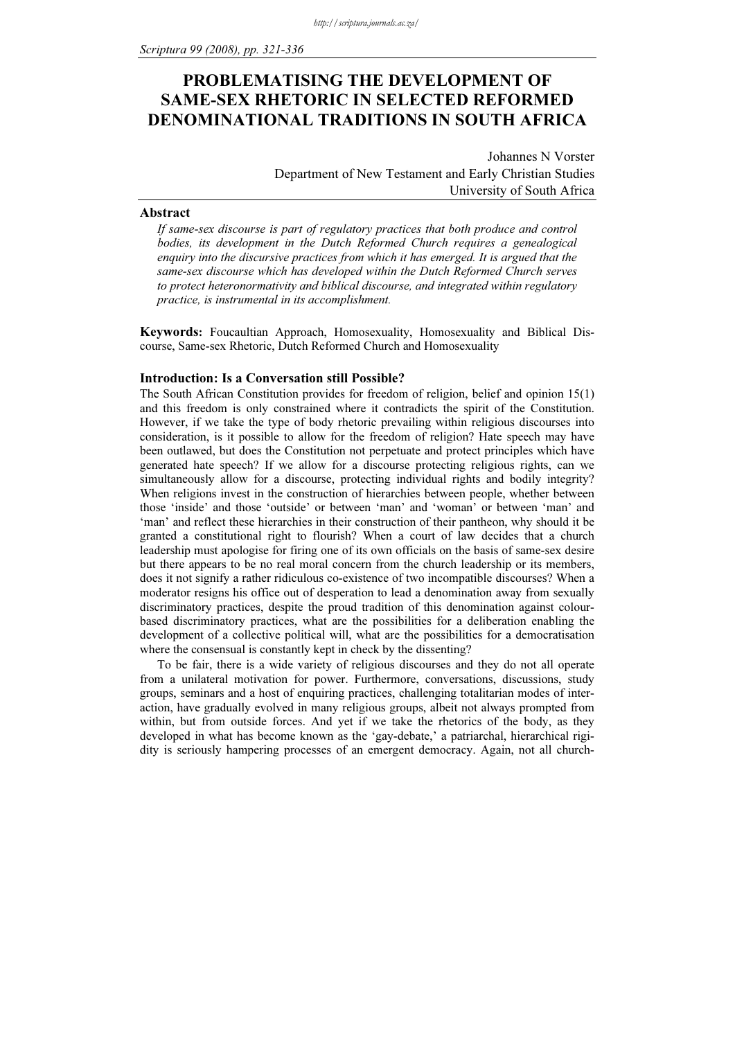# PROBLEMATISING THE DEVELOPMENT OF SAME-SEX RHETORIC IN SELECTED REFORMED DENOMINATIONAL TRADITIONS IN SOUTH AFRICA

Johannes N Vorster
Department of New Testament and Early Christian Studies
University of South Africa

## Abstract

*If same-sex discourse is part of regulatory practices that both produce and control bodies, its development in the Dutch Reformed Church requires a genealogical enquiry into the discursive practices from which it has emerged. It is argued that the same-sex discourse which has developed within the Dutch Reformed Church serves to protect heteronormativity and biblical discourse, and integrated within regulatory practice, is instrumental in its accomplishment.*

**Keywords:** Foucaultian Approach, Homosexuality, Homosexuality and Biblical Discourse, Same-sex Rhetoric, Dutch Reformed Church and Homosexuality

## Introduction: Is a Conversation still Possible?

The South African Constitution provides for freedom of religion, belief and opinion 15(1) and this freedom is only constrained where it contradicts the spirit of the Constitution. However, if we take the type of body rhetoric prevailing within religious discourses into consideration, is it possible to allow for the freedom of religion? Hate speech may have been outlawed, but does the Constitution not perpetuate and protect principles which have generated hate speech? If we allow for a discourse protecting religious rights, can we simultaneously allow for a discourse, protecting individual rights and bodily integrity? When religions invest in the construction of hierarchies between people, whether between those 'inside' and those 'outside' or between 'man' and 'woman' or between 'man' and 'man' and reflect these hierarchies in their construction of their pantheon, why should it be granted a constitutional right to flourish? When a court of law decides that a church leadership must apologise for firing one of its own officials on the basis of same-sex desire but there appears to be no real moral concern from the church leadership or its members, does it not signify a rather ridiculous co-existence of two incompatible discourses? When a moderator resigns his office out of desperation to lead a denomination away from sexually discriminatory practices, despite the proud tradition of this denomination against colour-based discriminatory practices, what are the possibilities for a deliberation enabling the development of a collective political will, what are the possibilities for a democratisation where the consensual is constantly kept in check by the dissenting?

To be fair, there is a wide variety of religious discourses and they do not all operate from a unilateral motivation for power. Furthermore, conversations, discussions, study groups, seminars and a host of enquiring practices, challenging totalitarian modes of interaction, have gradually evolved in many religious groups, albeit not always prompted from within, but from outside forces. And yet if we take the rhetorics of the body, as they developed in what has become known as the 'gay-debate,' a patriarchal, hierarchical rigidity is seriously hampering processes of an emergent democracy. Again, not all church-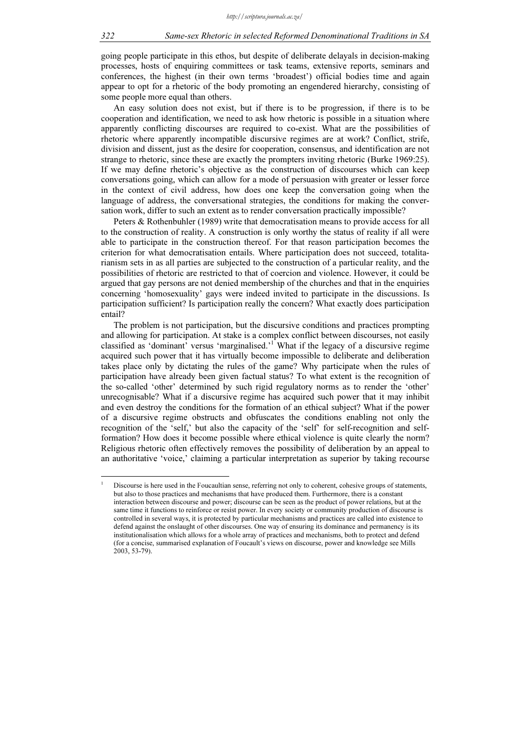going people participate in this ethos, but despite of deliberate delayals in decision-making processes, hosts of enquiring committees or task teams, extensive reports, seminars and conferences, the highest (in their own terms 'broadest') official bodies time and again appear to opt for a rhetoric of the body promoting an engendered hierarchy, consisting of some people more equal than others.

An easy solution does not exist, but if there is to be progression, if there is to be cooperation and identification, we need to ask how rhetoric is possible in a situation where apparently conflicting discourses are required to co-exist. What are the possibilities of rhetoric where apparently incompatible discursive regimes are at work? Conflict, strife, division and dissent, just as the desire for cooperation, consensus, and identification are not strange to rhetoric, since these are exactly the prompters inviting rhetoric (Burke 1969:25). If we may define rhetoric's objective as the construction of discourses which can keep conversations going, which can allow for a mode of persuasion with greater or lesser force in the context of civil address, how does one keep the conversation going when the language of address, the conversational strategies, the conditions for making the conversation work, differ to such an extent as to render conversation practically impossible?

Peters & Rothenbuhler (1989) write that democratisation means to provide access for all to the construction of reality. A construction is only worthy the status of reality if all were able to participate in the construction thereof. For that reason participation becomes the criterion for what democratisation entails. Where participation does not succeed, totalitarianism sets in as all parties are subjected to the construction of a particular reality, and the possibilities of rhetoric are restricted to that of coercion and violence. However, it could be argued that gay persons are not denied membership of the churches and that in the enquiries concerning 'homosexuality' gays were indeed invited to participate in the discussions. Is participation sufficient? Is participation really the concern? What exactly does participation entail?

The problem is not participation, but the discursive conditions and practices prompting and allowing for participation. At stake is a complex conflict between discourses, not easily classified as 'dominant' versus 'marginalised.'[1] What if the legacy of a discursive regime acquired such power that it has virtually become impossible to deliberate and deliberation takes place only by dictating the rules of the game? Why participate when the rules of participation have already been given factual status? To what extent is the recognition of the so-called 'other' determined by such rigid regulatory norms as to render the 'other' unrecognisable? What if a discursive regime has acquired such power that it may inhibit and even destroy the conditions for the formation of an ethical subject? What if the power of a discursive regime obstructs and obfuscates the conditions enabling not only the recognition of the 'self,' but also the capacity of the 'self' for self-recognition and self-formation? How does it become possible where ethical violence is quite clearly the norm? Religious rhetoric often effectively removes the possibility of deliberation by an appeal to an authoritative 'voice,' claiming a particular interpretation as superior by taking recourse

[1] Discourse is here used in the Foucaultian sense, referring not only to coherent, cohesive groups of statements, but also to those practices and mechanisms that have produced them. Furthermore, there is a constant interaction between discourse and power; discourse can be seen as the product of power relations, but at the same time it functions to reinforce or resist power. In every society or community production of discourse is controlled in several ways, it is protected by particular mechanisms and practices are called into existence to defend against the onslaught of other discourses. One way of ensuring its dominance and permanency is its institutionalisation which allows for a whole array of practices and mechanisms, both to protect and defend (for a concise, summarised explanation of Foucault's views on discourse, power and knowledge see Mills 2003, 53-79).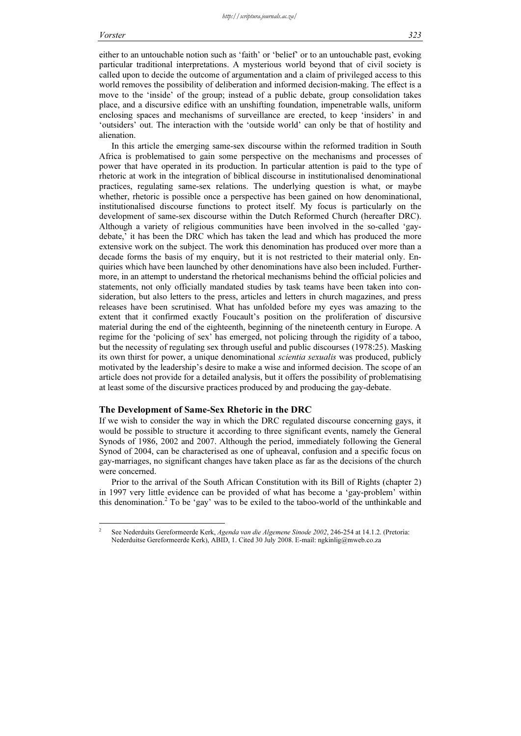either to an untouchable notion such as 'faith' or 'belief' or to an untouchable past, evoking particular traditional interpretations. A mysterious world beyond that of civil society is called upon to decide the outcome of argumentation and a claim of privileged access to this world removes the possibility of deliberation and informed decision-making. The effect is a move to the 'inside' of the group; instead of a public debate, group consolidation takes place, and a discursive edifice with an unshifting foundation, impenetrable walls, uniform enclosing spaces and mechanisms of surveillance are erected, to keep 'insiders' in and 'outsiders' out. The interaction with the 'outside world' can only be that of hostility and alienation.

In this article the emerging same-sex discourse within the reformed tradition in South Africa is problematised to gain some perspective on the mechanisms and processes of power that have operated in its production. In particular attention is paid to the type of rhetoric at work in the integration of biblical discourse in institutionalised denominational practices, regulating same-sex relations. The underlying question is what, or maybe whether, rhetoric is possible once a perspective has been gained on how denominational, institutionalised discourse functions to protect itself. My focus is particularly on the development of same-sex discourse within the Dutch Reformed Church (hereafter DRC). Although a variety of religious communities have been involved in the so-called 'gay-debate,' it has been the DRC which has taken the lead and which has produced the more extensive work on the subject. The work this denomination has produced over more than a decade forms the basis of my enquiry, but it is not restricted to their material only. Enquiries which have been launched by other denominations have also been included. Furthermore, in an attempt to understand the rhetorical mechanisms behind the official policies and statements, not only officially mandated studies by task teams have been taken into consideration, but also letters to the press, articles and letters in church magazines, and press releases have been scrutinised. What has unfolded before my eyes was amazing to the extent that it confirmed exactly Foucault's position on the proliferation of discursive material during the end of the eighteenth, beginning of the nineteenth century in Europe. A regime for the 'policing of sex' has emerged, not policing through the rigidity of a taboo, but the necessity of regulating sex through useful and public discourses (1978:25). Masking its own thirst for power, a unique denominational *scientia sexualis* was produced, publicly motivated by the leadership's desire to make a wise and informed decision. The scope of an article does not provide for a detailed analysis, but it offers the possibility of problematising at least some of the discursive practices produced by and producing the gay-debate.

## The Development of Same-Sex Rhetoric in the DRC

If we wish to consider the way in which the DRC regulated discourse concerning gays, it would be possible to structure it according to three significant events, namely the General Synods of 1986, 2002 and 2007. Although the period, immediately following the General Synod of 2004, can be characterised as one of upheaval, confusion and a specific focus on gay-marriages, no significant changes have taken place as far as the decisions of the church were concerned.

Prior to the arrival of the South African Constitution with its Bill of Rights (chapter 2) in 1997 very little evidence can be provided of what has become a 'gay-problem' within this denomination.[2] To be 'gay' was to be exiled to the taboo-world of the unthinkable and

---

[2] See Nederduits Gereformeerde Kerk, *Agenda van die Algemene Sinode 2002*, 246-254 at 14.1.2. (Pretoria: Nederduitse Gereformeerde Kerk), ABID, 1. Cited 30 July 2008. E-mail: ngkinlig@mweb.co.za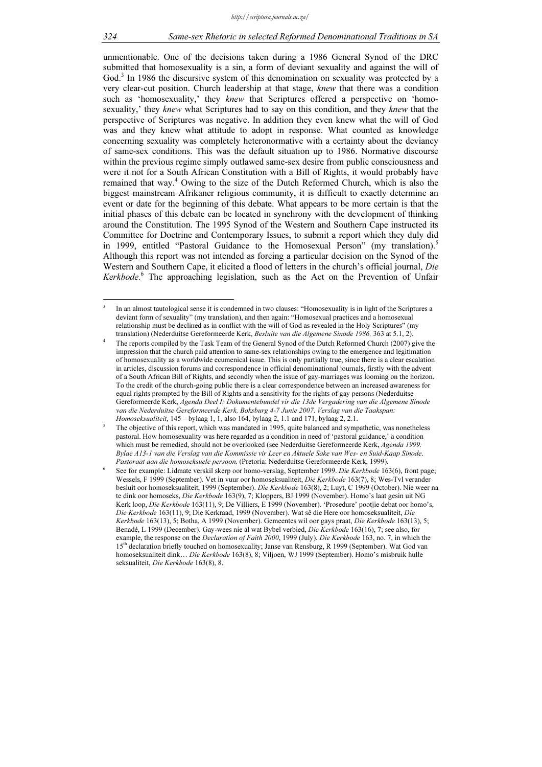unmentionable. One of the decisions taken during a 1986 General Synod of the DRC submitted that homosexuality is a sin, a form of deviant sexuality and against the will of God.[3] In 1986 the discursive system of this denomination on sexuality was protected by a very clear-cut position. Church leadership at that stage, *knew* that there was a condition such as 'homosexuality,' they *knew* that Scriptures offered a perspective on 'homosexuality,' they *knew* what Scriptures had to say on this condition, and they *knew* that the perspective of Scriptures was negative. In addition they even knew what the will of God was and they knew what attitude to adopt in response. What counted as knowledge concerning sexuality was completely heteronormative with a certainty about the deviancy of same-sex conditions. This was the default situation up to 1986. Normative discourse within the previous regime simply outlawed same-sex desire from public consciousness and were it not for a South African Constitution with a Bill of Rights, it would probably have remained that way.[4] Owing to the size of the Dutch Reformed Church, which is also the biggest mainstream Afrikaner religious community, it is difficult to exactly determine an event or date for the beginning of this debate. What appears to be more certain is that the initial phases of this debate can be located in synchrony with the development of thinking around the Constitution. The 1995 Synod of the Western and Southern Cape instructed its Committee for Doctrine and Contemporary Issues, to submit a report which they duly did in 1999, entitled "Pastoral Guidance to the Homosexual Person" (my translation).[5] Although this report was not intended as forcing a particular decision on the Synod of the Western and Southern Cape, it elicited a flood of letters in the church's official journal, *Die Kerkbode.*[6] The approaching legislation, such as the Act on the Prevention of Unfair

---

[3] In an almost tautological sense it is condemned in two clauses: "Homosexuality is in light of the Scriptures a deviant form of sexuality" (my translation), and then again: "Homosexual practices and a homosexual relationship must be declined as in conflict with the will of God as revealed in the Holy Scriptures" (my translation) (Nederduitse Gereformeerde Kerk, *Besluite van die Algemene Sinode 1986,* 363 at 5.1, 2).

[4] The reports compiled by the Task Team of the General Synod of the Dutch Reformed Church (2007) give the impression that the church paid attention to same-sex relationships owing to the emergence and legitimation of homosexuality as a worldwide ecumenical issue. This is only partially true, since there is a clear escalation in articles, discussion forums and correspondence in official denominational journals, firstly with the advent of a South African Bill of Rights, and secondly when the issue of gay-marriages was looming on the horizon. To the credit of the church-going public there is a clear correspondence between an increased awareness for equal rights prompted by the Bill of Rights and a sensitivity for the rights of gay persons (Nederduitse Gereformeerde Kerk, *Agenda Deel I: Dokumentebundel vir die 13de Vergadering van die Algemene Sinode van die Nederduitse Gereformeerde Kerk, Boksburg 4-7 Junie 2007*. *Verslag van die Taakspan: Homoseksualiteit*, 145 – bylaag 1, 1, also 164, bylaag 2, 1.1 and 171, bylaag 2, 2.1.

[5] The objective of this report, which was mandated in 1995, quite balanced and sympathetic, was nonetheless pastoral. How homosexuality was here regarded as a condition in need of 'pastoral guidance,' a condition which must be remedied, should not be overlooked (see Nederduitse Gereformeerde Kerk, *Agenda 1999: Bylae A13-1 van die Verslag van die Kommissie vir Leer en Aktuele Sake van Wes- en Suid-Kaap Sinode*. *Pastoraat aan die homoseksuele persoon*. (Pretoria: Nederduitse Gereformeerde Kerk, 1999).

[6] See for example: Lidmate verskil skerp oor homo-verslag, September 1999. *Die Kerkbode* 163(6), front page; Wessels, F 1999 (September). Vet in vuur oor homoseksualiteit, *Die Kerkbode* 163(7), 8; Wes-Tvl verander besluit oor homoseksualiteit, 1999 (September). *Die Kerkbode* 163(8), 2; Luyt, C 1999 (October). Nie weer na te dink oor homoseks, *Die Kerkbode* 163(9), 7; Kloppers, BJ 1999 (November). Homo's laat gesin uit NG Kerk loop, *Die Kerkbode* 163(11), 9; De Villiers, E 1999 (November). 'Prosedure' pootjie debat oor homo's, *Die Kerkbode* 163(11), 9; Die Kerkraad, 1999 (November). Wat sê die Here oor homoseksualiteit, *Die Kerkbode* 163(13), 5; Botha, A 1999 (November). Gemeentes wil oor gays praat, *Die Kerkbode* 163(13), 5; Benadé, L 1999 (December). Gay-wees nie ál wat Bybel verbied, *Die Kerkbode* 163(16), 7; see also, for example, the response on the *Declaration of Faith 2000*, 1999 (July). *Die Kerkbode* 163, no. 7, in which the 15th declaration briefly touched on homosexuality; Janse van Rensburg, R 1999 (September). Wat God van homoseksualiteit dink… *Die Kerkbode* 163(8), 8; Viljoen, WJ 1999 (September). Homo's misbruik hulle seksualiteit, *Die Kerkbode* 163(8), 8.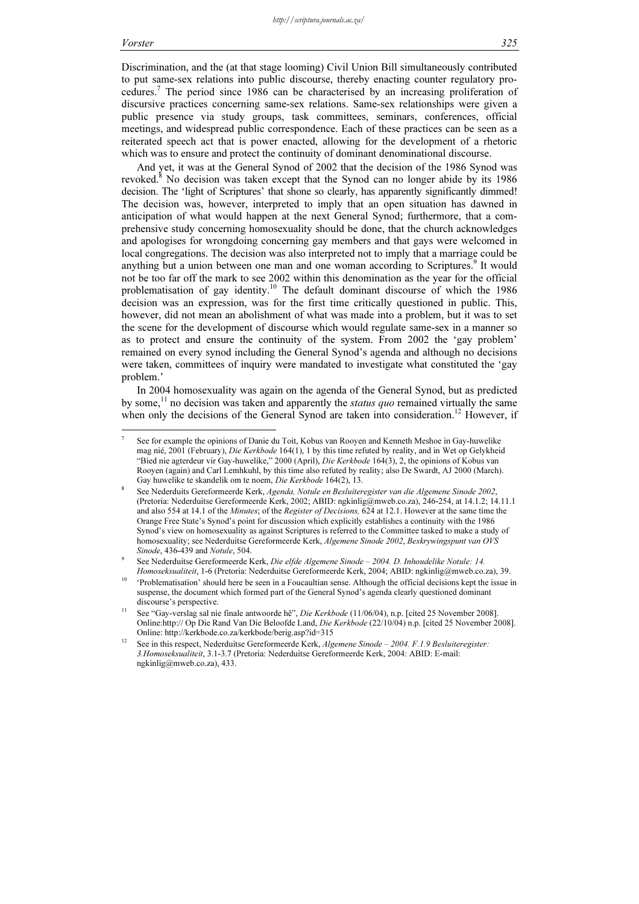Discrimination, and the (at that stage looming) Civil Union Bill simultaneously contributed to put same-sex relations into public discourse, thereby enacting counter regulatory procedures.[7] The period since 1986 can be characterised by an increasing proliferation of discursive practices concerning same-sex relations. Same-sex relationships were given a public presence via study groups, task committees, seminars, conferences, official meetings, and widespread public correspondence. Each of these practices can be seen as a reiterated speech act that is power enacted, allowing for the development of a rhetoric which was to ensure and protect the continuity of dominant denominational discourse.

And yet, it was at the General Synod of 2002 that the decision of the 1986 Synod was revoked.[8] No decision was taken except that the Synod can no longer abide by its 1986 decision. The 'light of Scriptures' that shone so clearly, has apparently significantly dimmed! The decision was, however, interpreted to imply that an open situation has dawned in anticipation of what would happen at the next General Synod; furthermore, that a comprehensive study concerning homosexuality should be done, that the church acknowledges and apologises for wrongdoing concerning gay members and that gays were welcomed in local congregations. The decision was also interpreted not to imply that a marriage could be anything but a union between one man and one woman according to Scriptures.[9] It would not be too far off the mark to see 2002 within this denomination as the year for the official problematisation of gay identity.[10] The default dominant discourse of which the 1986 decision was an expression, was for the first time critically questioned in public. This, however, did not mean an abolishment of what was made into a problem, but it was to set the scene for the development of discourse which would regulate same-sex in a manner so as to protect and ensure the continuity of the system. From 2002 the 'gay problem' remained on every synod including the General Synod's agenda and although no decisions were taken, committees of inquiry were mandated to investigate what constituted the 'gay problem.'

In 2004 homosexuality was again on the agenda of the General Synod, but as predicted by some,[11] no decision was taken and apparently the *status quo* remained virtually the same when only the decisions of the General Synod are taken into consideration.[12] However, if

---

[7] See for example the opinions of Danie du Toit, Kobus van Rooyen and Kenneth Meshoe in Gay-huwelike mag nié, 2001 (February), *Die Kerkbode* 164(1), 1 by this time refuted by reality, and in Wet op Gelykheid "Bied nie agterdeur vir Gay-huwelike," 2000 (April), *Die Kerkbode* 164(3), 2, the opinions of Kobus van Rooyen (again) and Carl Lemhkuhl, by this time also refuted by reality; also De Swardt, AJ 2000 (March). Gay huwelike te skandelik om te noem, *Die Kerkbode* 164(2), 13.

[8] See Nederduits Gereformeerde Kerk, *Agenda, Notule en Besluiteregister van die Algemene Sinode 2002*, (Pretoria: Nederduitse Gereformeerde Kerk, 2002; ABID: ngkinlig@mweb.co.za), 246-254, at 14.1.2; 14.11.1 and also 554 at 14.1 of the *Minutes*; of the *Register of Decisions,* 624 at 12.1. However at the same time the Orange Free State's Synod's point for discussion which explicitly establishes a continuity with the 1986 Synod's view on homosexuality as against Scriptures is referred to the Committee tasked to make a study of homosexuality; see Nederduitse Gereformeerde Kerk, *Algemene Sinode 2002*, *Beskrywingspunt van OVS Sinode*, 436-439 and *Notule*, 504.

[9] See Nederduitse Gereformeerde Kerk, *Die elfde Algemene Sinode – 2004. D. Inhoudelike Notule: 14. Homoseksualiteit*, 1-6 (Pretoria: Nederduitse Gereformeerde Kerk, 2004; ABID: ngkinlig@mweb.co.za), 39.

[10] 'Problematisation' should here be seen in a Foucaultian sense. Although the official decisions kept the issue in suspense, the document which formed part of the General Synod's agenda clearly questioned dominant discourse's perspective.

[11] See "Gay-verslag sal nie finale antwoorde hê", *Die Kerkbode* (11/06/04), n.p. [cited 25 November 2008]. Online:http:// Op Die Rand Van Die Beloofde Land, *Die Kerkbode* (22/10/04) n.p. [cited 25 November 2008]. Online: http://kerkbode.co.za/kerkbode/berig.asp?id=315

[12] See in this respect, Nederduitse Gereformeerde Kerk, *Algemene Sinode – 2004. F.1.9 Besluiteregister: 3.Homoseksualiteit*, 3.1-3.7 (Pretoria: Nederduitse Gereformeerde Kerk, 2004: ABID: E-mail: ngkinlig@mweb.co.za), 433.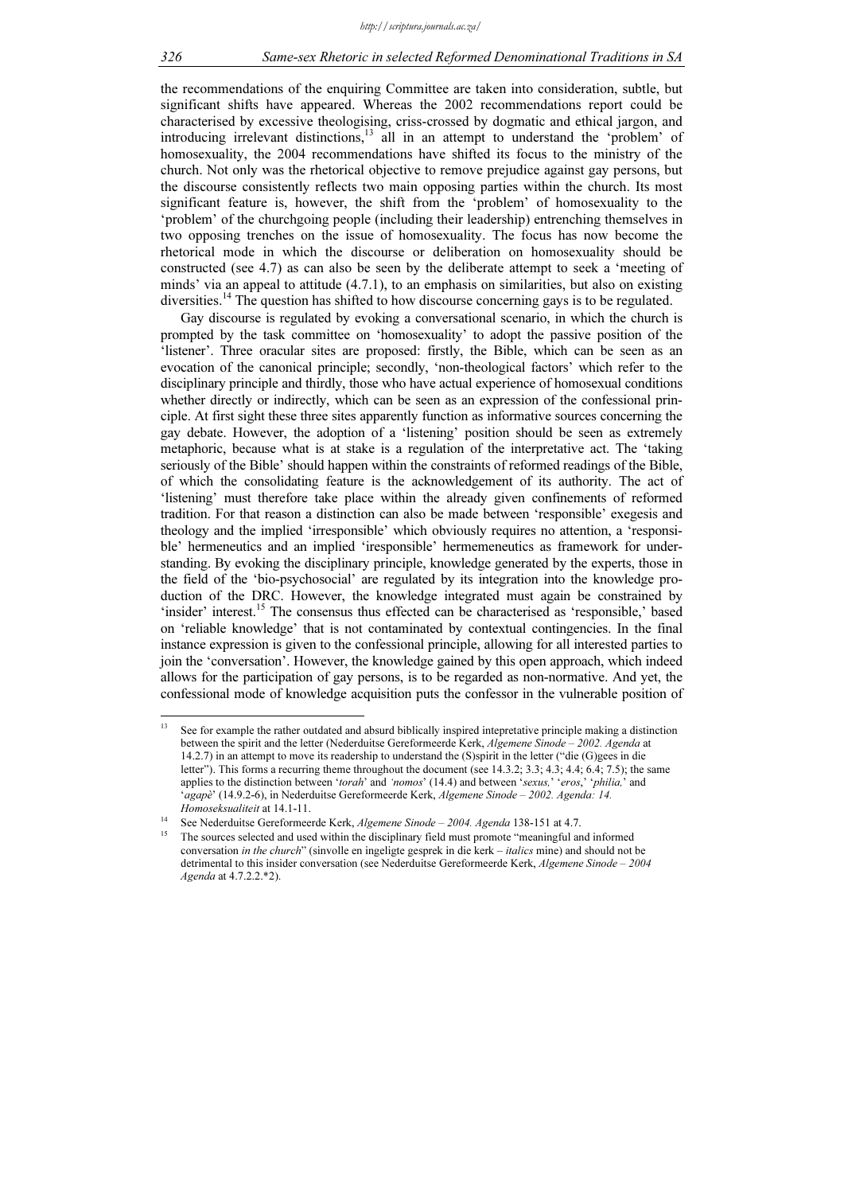the recommendations of the enquiring Committee are taken into consideration, subtle, but significant shifts have appeared. Whereas the 2002 recommendations report could be characterised by excessive theologising, criss-crossed by dogmatic and ethical jargon, and introducing irrelevant distinctions,[13] all in an attempt to understand the 'problem' of homosexuality, the 2004 recommendations have shifted its focus to the ministry of the church. Not only was the rhetorical objective to remove prejudice against gay persons, but the discourse consistently reflects two main opposing parties within the church. Its most significant feature is, however, the shift from the 'problem' of homosexuality to the 'problem' of the churchgoing people (including their leadership) entrenching themselves in two opposing trenches on the issue of homosexuality. The focus has now become the rhetorical mode in which the discourse or deliberation on homosexuality should be constructed (see 4.7) as can also be seen by the deliberate attempt to seek a 'meeting of minds' via an appeal to attitude (4.7.1), to an emphasis on similarities, but also on existing diversities.[14] The question has shifted to how discourse concerning gays is to be regulated.

Gay discourse is regulated by evoking a conversational scenario, in which the church is prompted by the task committee on 'homosexuality' to adopt the passive position of the 'listener'. Three oracular sites are proposed: firstly, the Bible, which can be seen as an evocation of the canonical principle; secondly, 'non-theological factors' which refer to the disciplinary principle and thirdly, those who have actual experience of homosexual conditions whether directly or indirectly, which can be seen as an expression of the confessional principle. At first sight these three sites apparently function as informative sources concerning the gay debate. However, the adoption of a 'listening' position should be seen as extremely metaphoric, because what is at stake is a regulation of the interpretative act. The 'taking seriously of the Bible' should happen within the constraints of reformed readings of the Bible, of which the consolidating feature is the acknowledgement of its authority. The act of 'listening' must therefore take place within the already given confinements of reformed tradition. For that reason a distinction can also be made between 'responsible' exegesis and theology and the implied 'irresponsible' which obviously requires no attention, a 'responsible' hermeneutics and an implied 'iresponsible' hermemeneutics as framework for understanding. By evoking the disciplinary principle, knowledge generated by the experts, those in the field of the 'bio-psychosocial' are regulated by its integration into the knowledge production of the DRC. However, the knowledge integrated must again be constrained by 'insider' interest.[15] The consensus thus effected can be characterised as 'responsible,' based on 'reliable knowledge' that is not contaminated by contextual contingencies. In the final instance expression is given to the confessional principle, allowing for all interested parties to join the 'conversation'. However, the knowledge gained by this open approach, which indeed allows for the participation of gay persons, is to be regarded as non-normative. And yet, the confessional mode of knowledge acquisition puts the confessor in the vulnerable position of

---

[13] See for example the rather outdated and absurd biblically inspired intepretative principle making a distinction between the spirit and the letter (Nederduitse Gereformeerde Kerk, *Algemene Sinode – 2002. Agenda* at 14.2.7) in an attempt to move its readership to understand the (S)spirit in the letter ("die (G)gees in die letter"). This forms a recurring theme throughout the document (see 14.3.2; 3.3; 4.3; 4.4; 6.4; 7.5); the same applies to the distinction between '*torah*' and '*nomos*' (14.4) and between '*sexus,*' '*eros*,' '*philia,*' and '*agapè*' (14.9.2-6), in Nederduitse Gereformeerde Kerk, *Algemene Sinode – 2002. Agenda: 14. Homoseksualiteit* at 14.1-11.

[14] See Nederduitse Gereformeerde Kerk, *Algemene Sinode – 2004. Agenda* 138-151 at 4.7.

[15] The sources selected and used within the disciplinary field must promote "meaningful and informed conversation *in the church*" (sinvolle en ingeligte gesprek in die kerk – *italics* mine) and should not be detrimental to this insider conversation (see Nederduitse Gereformeerde Kerk, *Algemene Sinode – 2004 Agenda* at 4.7.2.2.*2).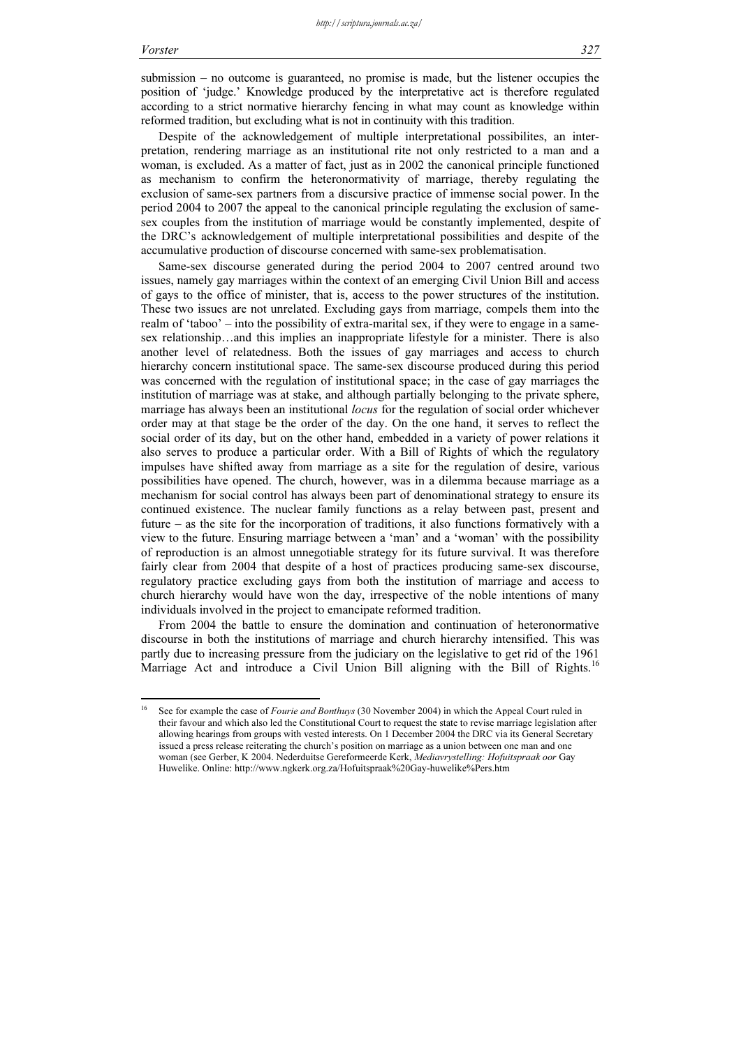submission – no outcome is guaranteed, no promise is made, but the listener occupies the position of 'judge.' Knowledge produced by the interpretative act is therefore regulated according to a strict normative hierarchy fencing in what may count as knowledge within reformed tradition, but excluding what is not in continuity with this tradition.

Despite of the acknowledgement of multiple interpretational possibilites, an interpretation, rendering marriage as an institutional rite not only restricted to a man and a woman, is excluded. As a matter of fact, just as in 2002 the canonical principle functioned as mechanism to confirm the heteronormativity of marriage, thereby regulating the exclusion of same-sex partners from a discursive practice of immense social power. In the period 2004 to 2007 the appeal to the canonical principle regulating the exclusion of same-sex couples from the institution of marriage would be constantly implemented, despite of the DRC's acknowledgement of multiple interpretational possibilities and despite of the accumulative production of discourse concerned with same-sex problematisation.

Same-sex discourse generated during the period 2004 to 2007 centred around two issues, namely gay marriages within the context of an emerging Civil Union Bill and access of gays to the office of minister, that is, access to the power structures of the institution. These two issues are not unrelated. Excluding gays from marriage, compels them into the realm of 'taboo' – into the possibility of extra-marital sex, if they were to engage in a same-sex relationship…and this implies an inappropriate lifestyle for a minister. There is also another level of relatedness. Both the issues of gay marriages and access to church hierarchy concern institutional space. The same-sex discourse produced during this period was concerned with the regulation of institutional space; in the case of gay marriages the institution of marriage was at stake, and although partially belonging to the private sphere, marriage has always been an institutional *locus* for the regulation of social order whichever order may at that stage be the order of the day. On the one hand, it serves to reflect the social order of its day, but on the other hand, embedded in a variety of power relations it also serves to produce a particular order. With a Bill of Rights of which the regulatory impulses have shifted away from marriage as a site for the regulation of desire, various possibilities have opened. The church, however, was in a dilemma because marriage as a mechanism for social control has always been part of denominational strategy to ensure its continued existence. The nuclear family functions as a relay between past, present and future – as the site for the incorporation of traditions, it also functions formatively with a view to the future. Ensuring marriage between a 'man' and a 'woman' with the possibility of reproduction is an almost unnegotiable strategy for its future survival. It was therefore fairly clear from 2004 that despite of a host of practices producing same-sex discourse, regulatory practice excluding gays from both the institution of marriage and access to church hierarchy would have won the day, irrespective of the noble intentions of many individuals involved in the project to emancipate reformed tradition.

From 2004 the battle to ensure the domination and continuation of heteronormative discourse in both the institutions of marriage and church hierarchy intensified. This was partly due to increasing pressure from the judiciary on the legislative to get rid of the 1961 Marriage Act and introduce a Civil Union Bill aligning with the Bill of Rights.[16]

---

[16] See for example the case of *Fourie and Bonthuys* (30 November 2004) in which the Appeal Court ruled in their favour and which also led the Constitutional Court to request the state to revise marriage legislation after allowing hearings from groups with vested interests. On 1 December 2004 the DRC via its General Secretary issued a press release reiterating the church's position on marriage as a union between one man and one woman (see Gerber, K 2004. Nederduitse Gereformeerde Kerk, *Mediavrystelling: Hofuitspraak oor* Gay Huwelike. Online: http://www.ngkerk.org.za/Hofuitspraak%20Gay-huwelike%Pers.htm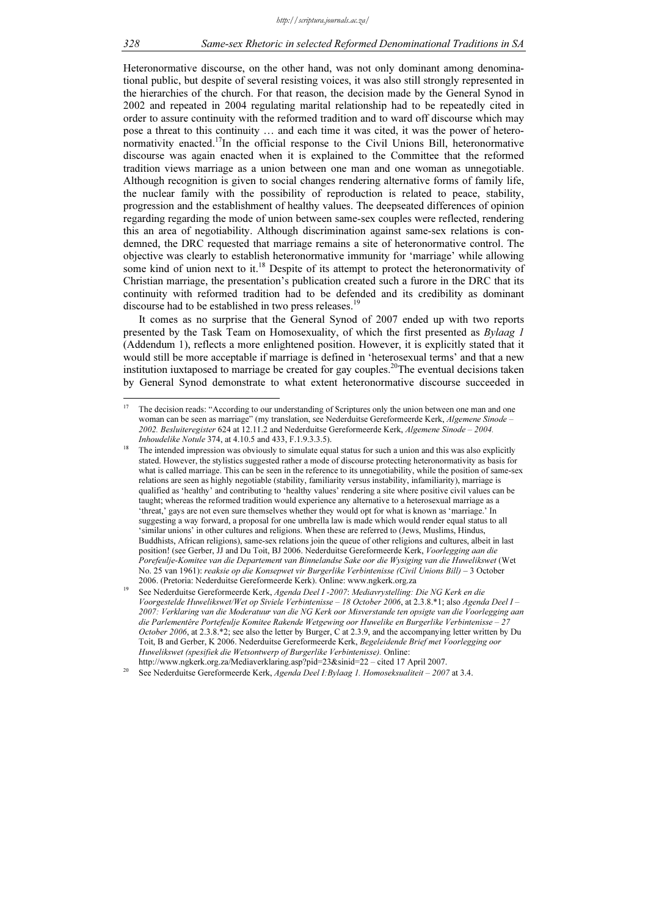Heteronormative discourse, on the other hand, was not only dominant among denominational public, but despite of several resisting voices, it was also still strongly represented in the hierarchies of the church. For that reason, the decision made by the General Synod in 2002 and repeated in 2004 regulating marital relationship had to be repeatedly cited in order to assure continuity with the reformed tradition and to ward off discourse which may pose a threat to this continuity … and each time it was cited, it was the power of heteronormativity enacted.[17]In the official response to the Civil Unions Bill, heteronormative discourse was again enacted when it is explained to the Committee that the reformed tradition views marriage as a union between one man and one woman as unnegotiable. Although recognition is given to social changes rendering alternative forms of family life, the nuclear family with the possibility of reproduction is related to peace, stability, progression and the establishment of healthy values. The deepseated differences of opinion regarding regarding the mode of union between same-sex couples were reflected, rendering this an area of negotiability. Although discrimination against same-sex relations is condemned, the DRC requested that marriage remains a site of heteronormative control. The objective was clearly to establish heteronormative immunity for 'marriage' while allowing some kind of union next to it.[18] Despite of its attempt to protect the heteronormativity of Christian marriage, the presentation's publication created such a furore in the DRC that its continuity with reformed tradition had to be defended and its credibility as dominant discourse had to be established in two press releases.[19]

It comes as no surprise that the General Synod of 2007 ended up with two reports presented by the Task Team on Homosexuality, of which the first presented as *Bylaag 1* (Addendum 1), reflects a more enlightened position. However, it is explicitly stated that it would still be more acceptable if marriage is defined in 'heterosexual terms' and that a new institution iuxtaposed to marriage be created for gay couples.[20]The eventual decisions taken by General Synod demonstrate to what extent heteronormative discourse succeeded in

---

[17] The decision reads: "According to our understanding of Scriptures only the union between one man and one woman can be seen as marriage" (my translation, see Nederduitse Gereformeerde Kerk, *Algemene Sinode – 2002. Besluiteregister* 624 at 12.11.2 and Nederduitse Gereformeerde Kerk, *Algemene Sinode – 2004. Inhoudelike Notule* 374, at 4.10.5 and 433, F.1.9.3.3.5).

[18] The intended impression was obviously to simulate equal status for such a union and this was also explicitly stated. However, the stylistics suggested rather a mode of discourse protecting heteronormativity as basis for what is called marriage. This can be seen in the reference to its unnegotiability, while the position of same-sex relations are seen as highly negotiable (stability, familiarity versus instability, infamiliarity), marriage is qualified as 'healthy' and contributing to 'healthy values' rendering a site where positive civil values can be taught; whereas the reformed tradition would experience any alternative to a heterosexual marriage as a 'threat,' gays are not even sure themselves whether they would opt for what is known as 'marriage.' In suggesting a way forward, a proposal for one umbrella law is made which would render equal status to all 'similar unions' in other cultures and religions. When these are referred to (Jews, Muslims, Hindus, Buddhists, African religions), same-sex relations join the queue of other religions and cultures, albeit in last position! (see Gerber, JJ and Du Toit, BJ 2006. Nederduitse Gereformeerde Kerk, *Voorlegging aan die Porefeulje-Komitee van die Departement van Binnelandse Sake oor die Wysiging van die Huwelikswet* (Wet No. 25 van 1961): *reaksie op die Konsepwet vir Burgerlike Verbintenisse (Civil Unions Bill)* – 3 October 2006. (Pretoria: Nederduitse Gereformeerde Kerk). Online: www.ngkerk.org.za

[19] See Nederduitse Gereformeerde Kerk, *Agenda Deel I -2007*: *Mediavrystelling: Die NG Kerk en die Voorgestelde Huwelikswet/Wet op Siviele Verbintenisse – 18 October 2006*, at 2.3.8.*1; also *Agenda Deel I – 2007: Verklaring van die Moderatuur van die NG Kerk oor Misverstande ten opsigte van die Voorlegging aan die Parlementêre Portefeulje Komitee Rakende Wetgewing oor Huwelike en Burgerlike Verbintenisse – 27 October 2006*, at 2.3.8.*2; see also the letter by Burger, C at 2.3.9, and the accompanying letter written by Du Toit, B and Gerber, K 2006. Nederduitse Gereformeerde Kerk, *Begeleidende Brief met Voorlegging oor Huwelikswet (spesifiek die Wetsontwerp of Burgerlike Verbintenisse).* Online: http://www.ngkerk.org.za/Mediaverklaring.asp?pid=23&sinid=22 – cited 17 April 2007.

[20] See Nederduitse Gereformeerde Kerk, *Agenda Deel I:Bylaag 1. Homoseksualiteit – 2007* at 3.4.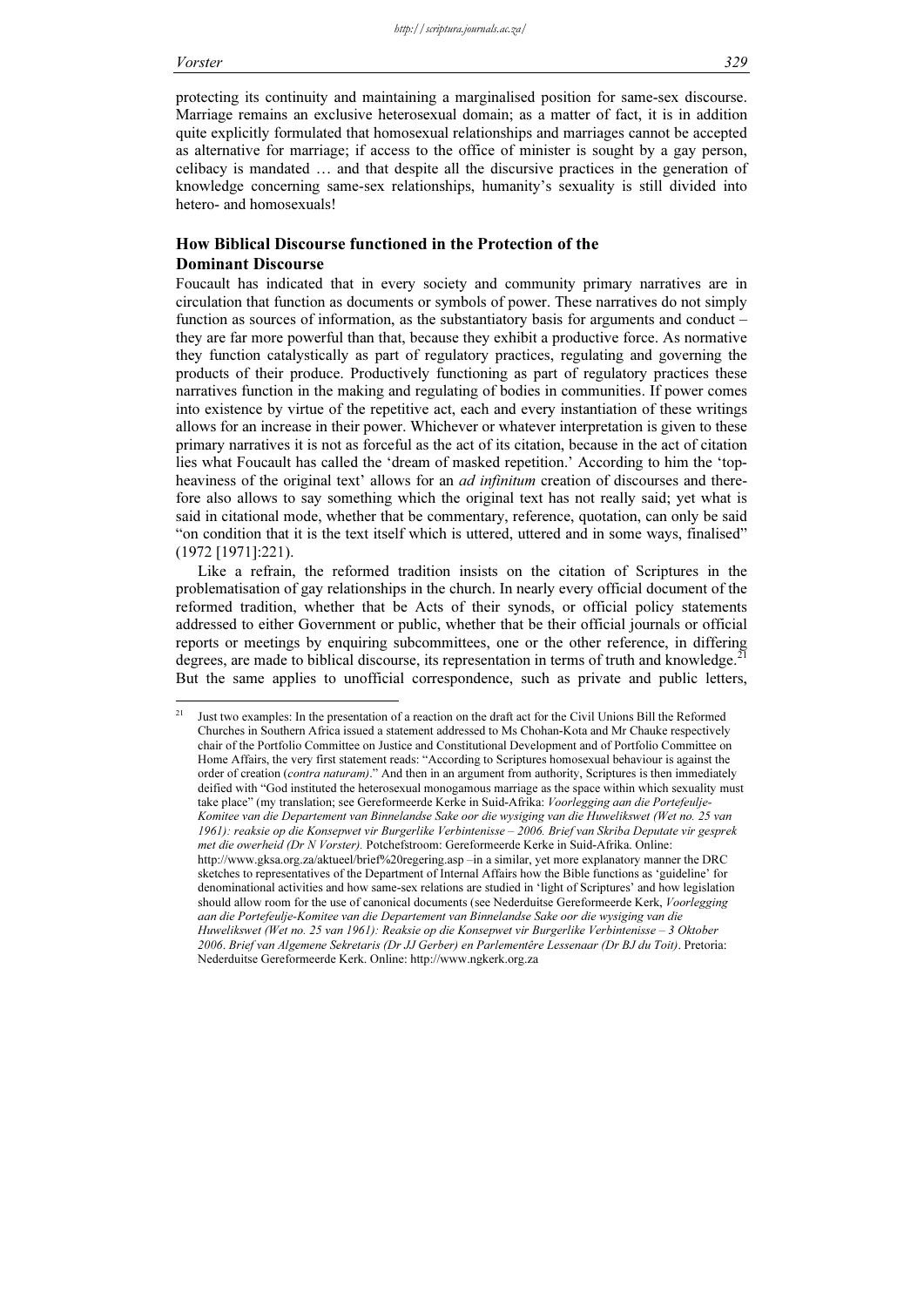protecting its continuity and maintaining a marginalised position for same-sex discourse. Marriage remains an exclusive heterosexual domain; as a matter of fact, it is in addition quite explicitly formulated that homosexual relationships and marriages cannot be accepted as alternative for marriage; if access to the office of minister is sought by a gay person, celibacy is mandated … and that despite all the discursive practices in the generation of knowledge concerning same-sex relationships, humanity's sexuality is still divided into hetero- and homosexuals!

## How Biblical Discourse functioned in the Protection of the Dominant Discourse

Foucault has indicated that in every society and community primary narratives are in circulation that function as documents or symbols of power. These narratives do not simply function as sources of information, as the substantiatory basis for arguments and conduct – they are far more powerful than that, because they exhibit a productive force. As normative they function catalystically as part of regulatory practices, regulating and governing the products of their produce. Productively functioning as part of regulatory practices these narratives function in the making and regulating of bodies in communities. If power comes into existence by virtue of the repetitive act, each and every instantiation of these writings allows for an increase in their power. Whichever or whatever interpretation is given to these primary narratives it is not as forceful as the act of its citation, because in the act of citation lies what Foucault has called the 'dream of masked repetition.' According to him the 'top-heaviness of the original text' allows for an *ad infinitum* creation of discourses and therefore also allows to say something which the original text has not really said; yet what is said in citational mode, whether that be commentary, reference, quotation, can only be said "on condition that it is the text itself which is uttered, uttered and in some ways, finalised" (1972 [1971]:221).

Like a refrain, the reformed tradition insists on the citation of Scriptures in the problematisation of gay relationships in the church. In nearly every official document of the reformed tradition, whether that be Acts of their synods, or official policy statements addressed to either Government or public, whether that be their official journals or official reports or meetings by enquiring subcommittees, one or the other reference, in differing degrees, are made to biblical discourse, its representation in terms of truth and knowledge.[21] But the same applies to unofficial correspondence, such as private and public letters,

[21] Just two examples: In the presentation of a reaction on the draft act for the Civil Unions Bill the Reformed Churches in Southern Africa issued a statement addressed to Ms Chohan-Kota and Mr Chauke respectively chair of the Portfolio Committee on Justice and Constitutional Development and of Portfolio Committee on Home Affairs, the very first statement reads: "According to Scriptures homosexual behaviour is against the order of creation (*contra naturam)*." And then in an argument from authority, Scriptures is then immediately deified with "God instituted the heterosexual monogamous marriage as the space within which sexuality must take place" (my translation; see Gereformeerde Kerke in Suid-Afrika: *Voorlegging aan die Portefeulje-Komitee van die Departement van Binnelandse Sake oor die wysiging van die Huwelikswet (Wet no. 25 van 1961): reaksie op die Konsepwet vir Burgerlike Verbintenisse – 2006. Brief van Skriba Deputate vir gesprek met die owerheid (Dr N Vorster).* Potchefstroom: Gereformeerde Kerke in Suid-Afrika. Online: http://www.gksa.org.za/aktueel/brief%20regering.asp –in a similar, yet more explanatory manner the DRC sketches to representatives of the Department of Internal Affairs how the Bible functions as 'guideline' for denominational activities and how same-sex relations are studied in 'light of Scriptures' and how legislation should allow room for the use of canonical documents (see Nederduitse Gereformeerde Kerk, *Voorlegging aan die Portefeulje-Komitee van die Departement van Binnelandse Sake oor die wysiging van die Huwelikswet (Wet no. 25 van 1961): Reaksie op die Konsepwet vir Burgerlike Verbintenisse – 3 Oktober 2006. Brief van Algemene Sekretaris (Dr JJ Gerber) en Parlementêre Lessenaar (Dr BJ du Toit)*. Pretoria: Nederduitse Gereformeerde Kerk. Online: http://www.ngkerk.org.za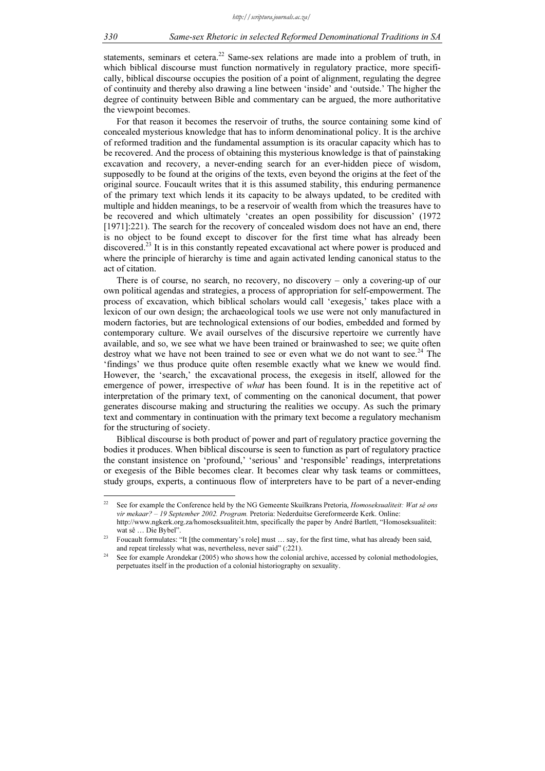statements, seminars et cetera.[22] Same-sex relations are made into a problem of truth, in which biblical discourse must function normatively in regulatory practice, more specifically, biblical discourse occupies the position of a point of alignment, regulating the degree of continuity and thereby also drawing a line between 'inside' and 'outside.' The higher the degree of continuity between Bible and commentary can be argued, the more authoritative the viewpoint becomes.

For that reason it becomes the reservoir of truths, the source containing some kind of concealed mysterious knowledge that has to inform denominational policy. It is the archive of reformed tradition and the fundamental assumption is its oracular capacity which has to be recovered. And the process of obtaining this mysterious knowledge is that of painstaking excavation and recovery, a never-ending search for an ever-hidden piece of wisdom, supposedly to be found at the origins of the texts, even beyond the origins at the feet of the original source. Foucault writes that it is this assumed stability, this enduring permanence of the primary text which lends it its capacity to be always updated, to be credited with multiple and hidden meanings, to be a reservoir of wealth from which the treasures have to be recovered and which ultimately 'creates an open possibility for discussion' (1972 [1971]:221). The search for the recovery of concealed wisdom does not have an end, there is no object to be found except to discover for the first time what has already been discovered.[23] It is in this constantly repeated excavational act where power is produced and where the principle of hierarchy is time and again activated lending canonical status to the act of citation.

There is of course, no search, no recovery, no discovery – only a covering-up of our own political agendas and strategies, a process of appropriation for self-empowerment. The process of excavation, which biblical scholars would call 'exegesis,' takes place with a lexicon of our own design; the archaeological tools we use were not only manufactured in modern factories, but are technological extensions of our bodies, embedded and formed by contemporary culture. We avail ourselves of the discursive repertoire we currently have available, and so, we see what we have been trained or brainwashed to see; we quite often destroy what we have not been trained to see or even what we do not want to see.[24] The 'findings' we thus produce quite often resemble exactly what we knew we would find. However, the 'search,' the excavational process, the exegesis in itself, allowed for the emergence of power, irrespective of *what* has been found. It is in the repetitive act of interpretation of the primary text, of commenting on the canonical document, that power generates discourse making and structuring the realities we occupy. As such the primary text and commentary in continuation with the primary text become a regulatory mechanism for the structuring of society.

Biblical discourse is both product of power and part of regulatory practice governing the bodies it produces. When biblical discourse is seen to function as part of regulatory practice the constant insistence on 'profound,' 'serious' and 'responsible' readings, interpretations or exegesis of the Bible becomes clear. It becomes clear why task teams or committees, study groups, experts, a continuous flow of interpreters have to be part of a never-ending

---

[22] See for example the Conference held by the NG Gemeente Skuilkrans Pretoria, *Homoseksualiteit: Wat sê ons vir mekaar? – 19 September 2002. Program.* Pretoria: Nederduitse Gereformeerde Kerk. Online: http://www.ngkerk.org.za/homoseksualiteit.htm, specifically the paper by André Bartlett, "Homoseksualiteit: wat sê … Die Bybel".

[23] Foucault formulates: "It [the commentary's role] must … say, for the first time, what has already been said, and repeat tirelessly what was, nevertheless, never said" (:221).

[24] See for example Arondekar (2005) who shows how the colonial archive, accessed by colonial methodologies, perpetuates itself in the production of a colonial historiography on sexuality.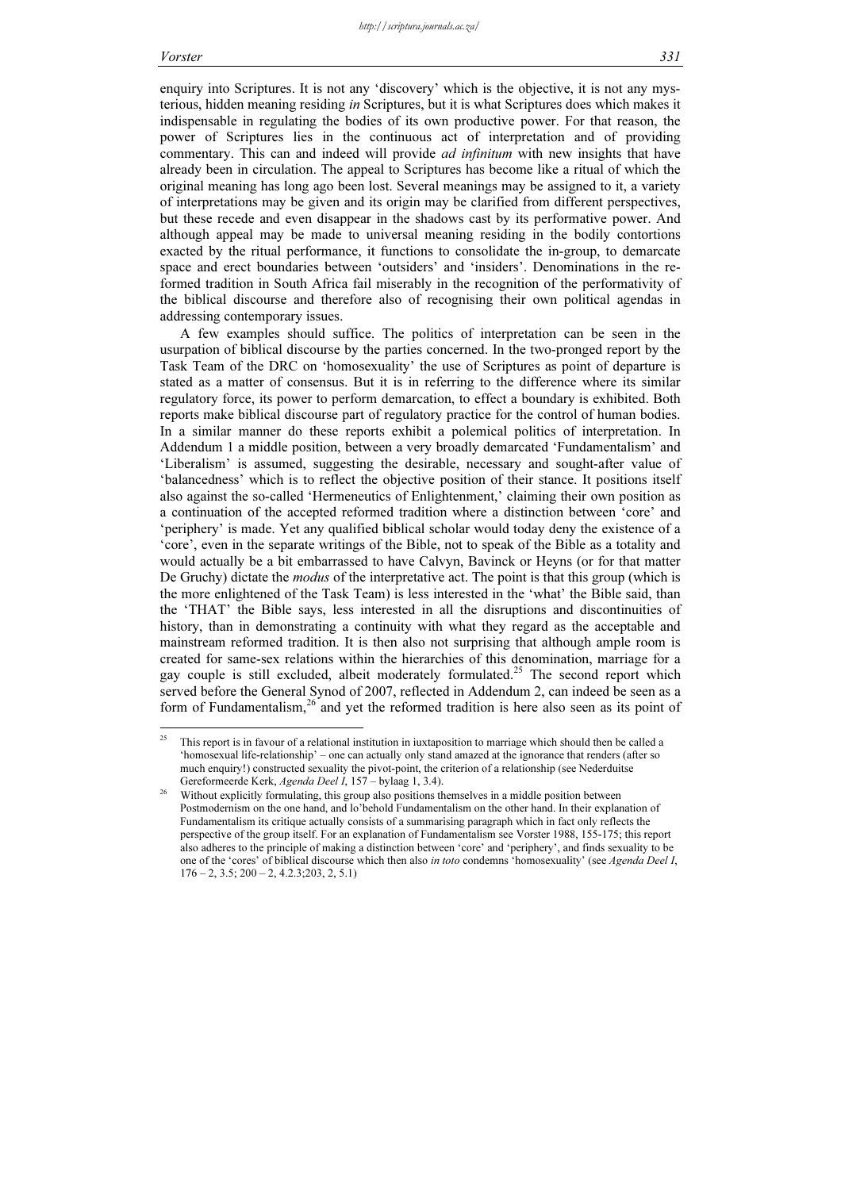enquiry into Scriptures. It is not any 'discovery' which is the objective, it is not any mysterious, hidden meaning residing *in* Scriptures, but it is what Scriptures does which makes it indispensable in regulating the bodies of its own productive power. For that reason, the power of Scriptures lies in the continuous act of interpretation and of providing commentary. This can and indeed will provide *ad infinitum* with new insights that have already been in circulation. The appeal to Scriptures has become like a ritual of which the original meaning has long ago been lost. Several meanings may be assigned to it, a variety of interpretations may be given and its origin may be clarified from different perspectives, but these recede and even disappear in the shadows cast by its performative power. And although appeal may be made to universal meaning residing in the bodily contortions exacted by the ritual performance, it functions to consolidate the in-group, to demarcate space and erect boundaries between 'outsiders' and 'insiders'. Denominations in the reformed tradition in South Africa fail miserably in the recognition of the performativity of the biblical discourse and therefore also of recognising their own political agendas in addressing contemporary issues.

A few examples should suffice. The politics of interpretation can be seen in the usurpation of biblical discourse by the parties concerned. In the two-pronged report by the Task Team of the DRC on 'homosexuality' the use of Scriptures as point of departure is stated as a matter of consensus. But it is in referring to the difference where its similar regulatory force, its power to perform demarcation, to effect a boundary is exhibited. Both reports make biblical discourse part of regulatory practice for the control of human bodies. In a similar manner do these reports exhibit a polemical politics of interpretation. In Addendum 1 a middle position, between a very broadly demarcated 'Fundamentalism' and 'Liberalism' is assumed, suggesting the desirable, necessary and sought-after value of 'balancedness' which is to reflect the objective position of their stance. It positions itself also against the so-called 'Hermeneutics of Enlightenment,' claiming their own position as a continuation of the accepted reformed tradition where a distinction between 'core' and 'periphery' is made. Yet any qualified biblical scholar would today deny the existence of a 'core', even in the separate writings of the Bible, not to speak of the Bible as a totality and would actually be a bit embarrassed to have Calvyn, Bavinck or Heyns (or for that matter De Gruchy) dictate the *modus* of the interpretative act. The point is that this group (which is the more enlightened of the Task Team) is less interested in the 'what' the Bible said, than the 'THAT' the Bible says, less interested in all the disruptions and discontinuities of history, than in demonstrating a continuity with what they regard as the acceptable and mainstream reformed tradition. It is then also not surprising that although ample room is created for same-sex relations within the hierarchies of this denomination, marriage for a gay couple is still excluded, albeit moderately formulated.[25] The second report which served before the General Synod of 2007, reflected in Addendum 2, can indeed be seen as a form of Fundamentalism,[26] and yet the reformed tradition is here also seen as its point of

---

[25] This report is in favour of a relational institution in iuxtaposition to marriage which should then be called a 'homosexual life-relationship' – one can actually only stand amazed at the ignorance that renders (after so much enquiry!) constructed sexuality the pivot-point, the criterion of a relationship (see Nederduitse Gereformeerde Kerk, *Agenda Deel I*, 157 – bylaag 1, 3.4).

[26] Without explicitly formulating, this group also positions themselves in a middle position between Postmodernism on the one hand, and lo'behold Fundamentalism on the other hand. In their explanation of Fundamentalism its critique actually consists of a summarising paragraph which in fact only reflects the perspective of the group itself. For an explanation of Fundamentalism see Vorster 1988, 155-175; this report also adheres to the principle of making a distinction between 'core' and 'periphery', and finds sexuality to be one of the 'cores' of biblical discourse which then also *in toto* condemns 'homosexuality' (see *Agenda Deel I*, 176 – 2, 3.5; 200 – 2, 4.2.3;203, 2, 5.1)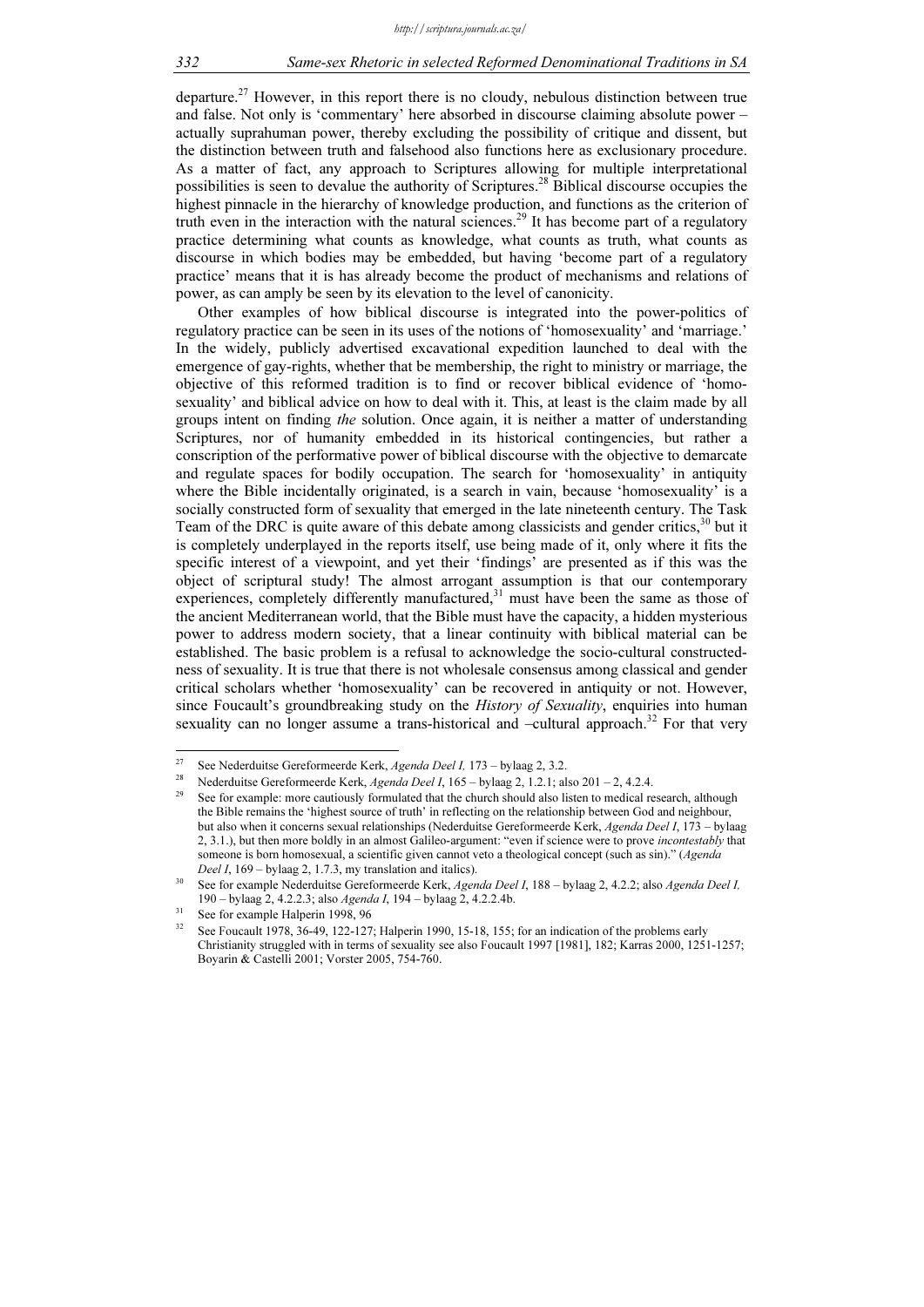departure.[27] However, in this report there is no cloudy, nebulous distinction between true and false. Not only is 'commentary' here absorbed in discourse claiming absolute power – actually suprahuman power, thereby excluding the possibility of critique and dissent, but the distinction between truth and falsehood also functions here as exclusionary procedure. As a matter of fact, any approach to Scriptures allowing for multiple interpretational possibilities is seen to devalue the authority of Scriptures.[28] Biblical discourse occupies the highest pinnacle in the hierarchy of knowledge production, and functions as the criterion of truth even in the interaction with the natural sciences.[29] It has become part of a regulatory practice determining what counts as knowledge, what counts as truth, what counts as discourse in which bodies may be embedded, but having 'become part of a regulatory practice' means that it is has already become the product of mechanisms and relations of power, as can amply be seen by its elevation to the level of canonicity.

Other examples of how biblical discourse is integrated into the power-politics of regulatory practice can be seen in its uses of the notions of 'homosexuality' and 'marriage.' In the widely, publicly advertised excavational expedition launched to deal with the emergence of gay-rights, whether that be membership, the right to ministry or marriage, the objective of this reformed tradition is to find or recover biblical evidence of 'homosexuality' and biblical advice on how to deal with it. This, at least is the claim made by all groups intent on finding *the* solution. Once again, it is neither a matter of understanding Scriptures, nor of humanity embedded in its historical contingencies, but rather a conscription of the performative power of biblical discourse with the objective to demarcate and regulate spaces for bodily occupation. The search for 'homosexuality' in antiquity where the Bible incidentally originated, is a search in vain, because 'homosexuality' is a socially constructed form of sexuality that emerged in the late nineteenth century. The Task Team of the DRC is quite aware of this debate among classicists and gender critics,[30] but it is completely underplayed in the reports itself, use being made of it, only where it fits the specific interest of a viewpoint, and yet their 'findings' are presented as if this was the object of scriptural study! The almost arrogant assumption is that our contemporary experiences, completely differently manufactured,[31] must have been the same as those of the ancient Mediterranean world, that the Bible must have the capacity, a hidden mysterious power to address modern society, that a linear continuity with biblical material can be established. The basic problem is a refusal to acknowledge the socio-cultural constructedness of sexuality. It is true that there is not wholesale consensus among classical and gender critical scholars whether 'homosexuality' can be recovered in antiquity or not. However, since Foucault's groundbreaking study on the *History of Sexuality*, enquiries into human sexuality can no longer assume a trans-historical and –cultural approach.[32] For that very

---

[27] See Nederduitse Gereformeerde Kerk, *Agenda Deel I,* 173 – bylaag 2, 3.2.

[28] Nederduitse Gereformeerde Kerk, *Agenda Deel I*, 165 – bylaag 2, 1.2.1; also 201 – 2, 4.2.4.

[29] See for example: more cautiously formulated that the church should also listen to medical research, although the Bible remains the 'highest source of truth' in reflecting on the relationship between God and neighbour, but also when it concerns sexual relationships (Nederduitse Gereformeerde Kerk, *Agenda Deel I*, 173 – bylaag 2, 3.1.), but then more boldly in an almost Galileo-argument: "even if science were to prove *incontestably* that someone is born homosexual, a scientific given cannot veto a theological concept (such as sin)." (*Agenda Deel I*, 169 – bylaag 2, 1.7.3, my translation and italics).

[30] See for example Nederduitse Gereformeerde Kerk, *Agenda Deel I*, 188 – bylaag 2, 4.2.2; also *Agenda Deel I,* 190 – bylaag 2, 4.2.2.3; also *Agenda I*, 194 – bylaag 2, 4.2.2.4b.

[31] See for example Halperin 1998, 96

[32] See Foucault 1978, 36-49, 122-127; Halperin 1990, 15-18, 155; for an indication of the problems early Christianity struggled with in terms of sexuality see also Foucault 1997 [1981], 182; Karras 2000, 1251-1257; Boyarin & Castelli 2001; Vorster 2005, 754-760.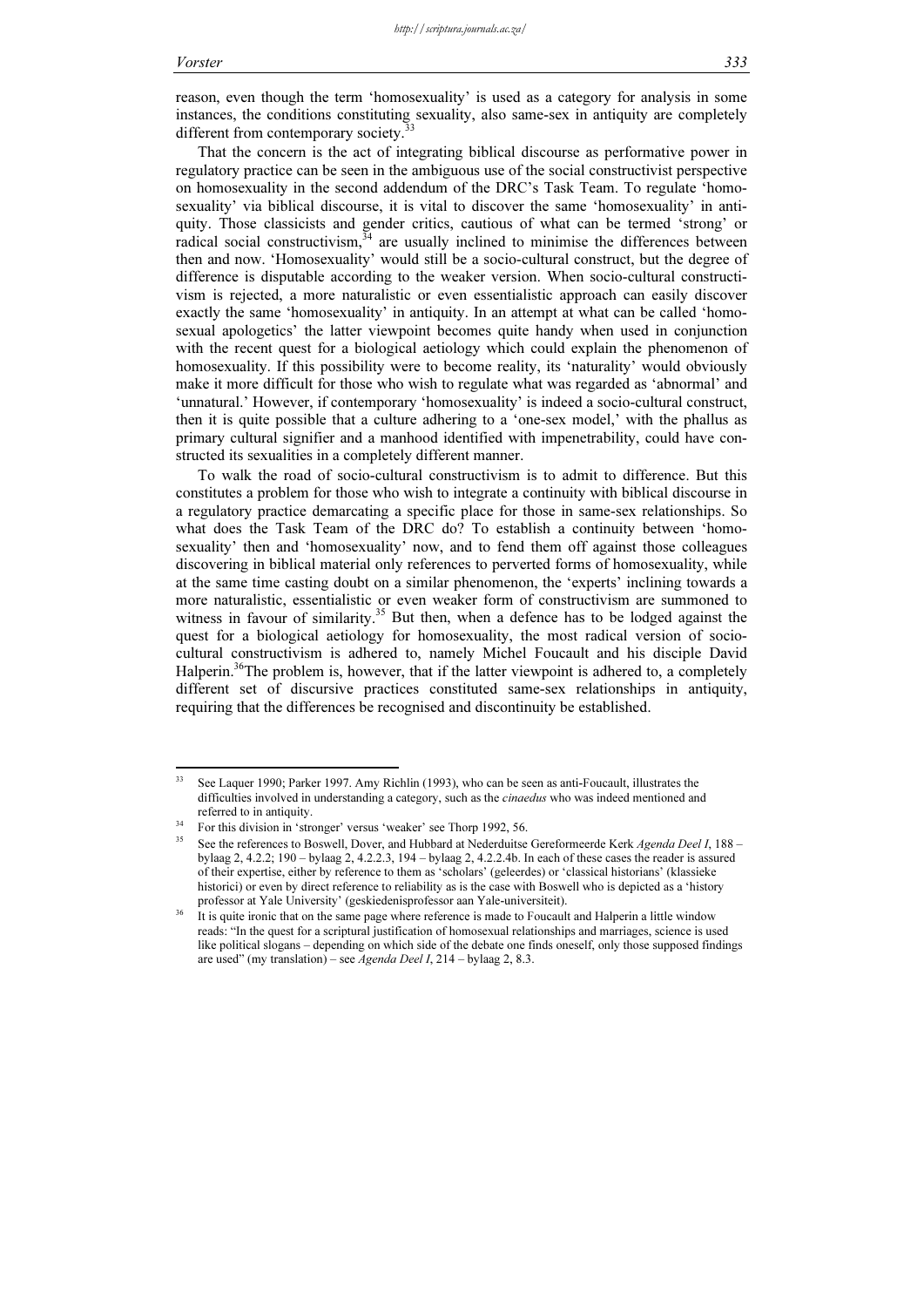reason, even though the term 'homosexuality' is used as a category for analysis in some instances, the conditions constituting sexuality, also same-sex in antiquity are completely different from contemporary society.[33]

That the concern is the act of integrating biblical discourse as performative power in regulatory practice can be seen in the ambiguous use of the social constructivist perspective on homosexuality in the second addendum of the DRC's Task Team. To regulate 'homosexuality' via biblical discourse, it is vital to discover the same 'homosexuality' in antiquity. Those classicists and gender critics, cautious of what can be termed 'strong' or radical social constructivism,[34] are usually inclined to minimise the differences between then and now. 'Homosexuality' would still be a socio-cultural construct, but the degree of difference is disputable according to the weaker version. When socio-cultural constructivism is rejected, a more naturalistic or even essentialistic approach can easily discover exactly the same 'homosexuality' in antiquity. In an attempt at what can be called 'homosexual apologetics' the latter viewpoint becomes quite handy when used in conjunction with the recent quest for a biological aetiology which could explain the phenomenon of homosexuality. If this possibility were to become reality, its 'naturality' would obviously make it more difficult for those who wish to regulate what was regarded as 'abnormal' and 'unnatural.' However, if contemporary 'homosexuality' is indeed a socio-cultural construct, then it is quite possible that a culture adhering to a 'one-sex model,' with the phallus as primary cultural signifier and a manhood identified with impenetrability, could have constructed its sexualities in a completely different manner.

To walk the road of socio-cultural constructivism is to admit to difference. But this constitutes a problem for those who wish to integrate a continuity with biblical discourse in a regulatory practice demarcating a specific place for those in same-sex relationships. So what does the Task Team of the DRC do? To establish a continuity between 'homosexuality' then and 'homosexuality' now, and to fend them off against those colleagues discovering in biblical material only references to perverted forms of homosexuality, while at the same time casting doubt on a similar phenomenon, the 'experts' inclining towards a more naturalistic, essentialistic or even weaker form of constructivism are summoned to witness in favour of similarity.[35] But then, when a defence has to be lodged against the quest for a biological aetiology for homosexuality, the most radical version of socio-cultural constructivism is adhered to, namely Michel Foucault and his disciple David Halperin.[36] The problem is, however, that if the latter viewpoint is adhered to, a completely different set of discursive practices constituted same-sex relationships in antiquity, requiring that the differences be recognised and discontinuity be established.

---

[33] See Laquer 1990; Parker 1997. Amy Richlin (1993), who can be seen as anti-Foucault, illustrates the difficulties involved in understanding a category, such as the *cinaedus* who was indeed mentioned and referred to in antiquity.

[34] For this division in 'stronger' versus 'weaker' see Thorp 1992, 56.

[35] See the references to Boswell, Dover, and Hubbard at Nederduitse Gereformeerde Kerk *Agenda Deel I*, 188 – bylaag 2, 4.2.2; 190 – bylaag 2, 4.2.2.3, 194 – bylaag 2, 4.2.2.4b. In each of these cases the reader is assured of their expertise, either by reference to them as 'scholars' (geleerdes) or 'classical historians' (klassieke historici) or even by direct reference to reliability as is the case with Boswell who is depicted as a 'history professor at Yale University' (geskiedenisprofessor aan Yale-universiteit).

[36] It is quite ironic that on the same page where reference is made to Foucault and Halperin a little window reads: "In the quest for a scriptural justification of homosexual relationships and marriages, science is used like political slogans – depending on which side of the debate one finds oneself, only those supposed findings are used" (my translation) – see *Agenda Deel I*, 214 – bylaag 2, 8.3.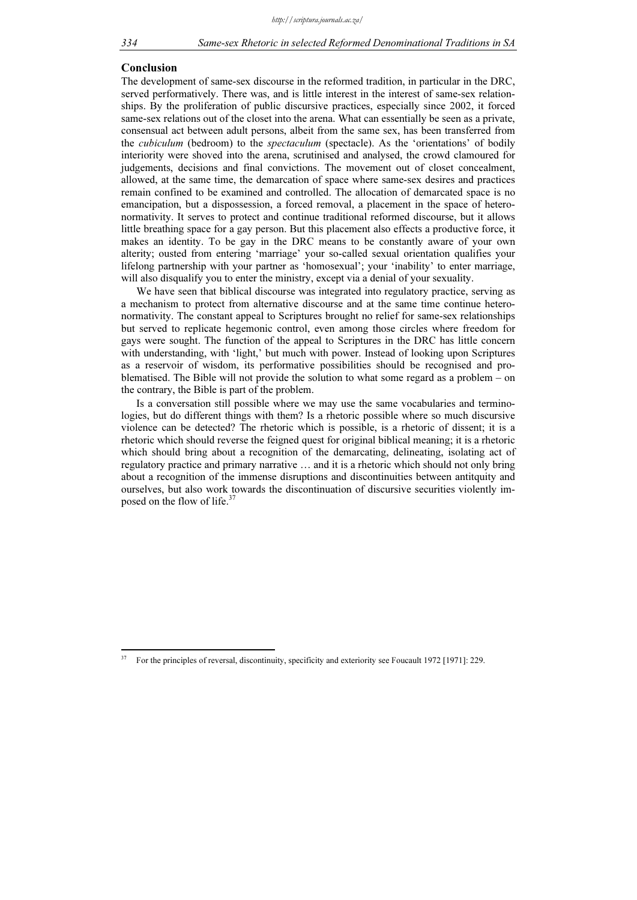## Conclusion

The development of same-sex discourse in the reformed tradition, in particular in the DRC, served performatively. There was, and is little interest in the interest of same-sex relationships. By the proliferation of public discursive practices, especially since 2002, it forced same-sex relations out of the closet into the arena. What can essentially be seen as a private, consensual act between adult persons, albeit from the same sex, has been transferred from the *cubiculum* (bedroom) to the *spectaculum* (spectacle). As the 'orientations' of bodily interiority were shoved into the arena, scrutinised and analysed, the crowd clamoured for judgements, decisions and final convictions. The movement out of closet concealment, allowed, at the same time, the demarcation of space where same-sex desires and practices remain confined to be examined and controlled. The allocation of demarcated space is no emancipation, but a dispossession, a forced removal, a placement in the space of heteronormativity. It serves to protect and continue traditional reformed discourse, but it allows little breathing space for a gay person. But this placement also effects a productive force, it makes an identity. To be gay in the DRC means to be constantly aware of your own alterity; ousted from entering 'marriage' your so-called sexual orientation qualifies your lifelong partnership with your partner as 'homosexual'; your 'inability' to enter marriage, will also disqualify you to enter the ministry, except via a denial of your sexuality.

We have seen that biblical discourse was integrated into regulatory practice, serving as a mechanism to protect from alternative discourse and at the same time continue heteronormativity. The constant appeal to Scriptures brought no relief for same-sex relationships but served to replicate hegemonic control, even among those circles where freedom for gays were sought. The function of the appeal to Scriptures in the DRC has little concern with understanding, with 'light,' but much with power. Instead of looking upon Scriptures as a reservoir of wisdom, its performative possibilities should be recognised and problematised. The Bible will not provide the solution to what some regard as a problem – on the contrary, the Bible is part of the problem.

Is a conversation still possible where we may use the same vocabularies and terminologies, but do different things with them? Is a rhetoric possible where so much discursive violence can be detected? The rhetoric which is possible, is a rhetoric of dissent; it is a rhetoric which should reverse the feigned quest for original biblical meaning; it is a rhetoric which should bring about a recognition of the demarcating, delineating, isolating act of regulatory practice and primary narrative … and it is a rhetoric which should not only bring about a recognition of the immense disruptions and discontinuities between antitquity and ourselves, but also work towards the discontinuation of discursive securities violently imposed on the flow of life.[37]

---

[37] For the principles of reversal, discontinuity, specificity and exteriority see Foucault 1972 [1971]: 229.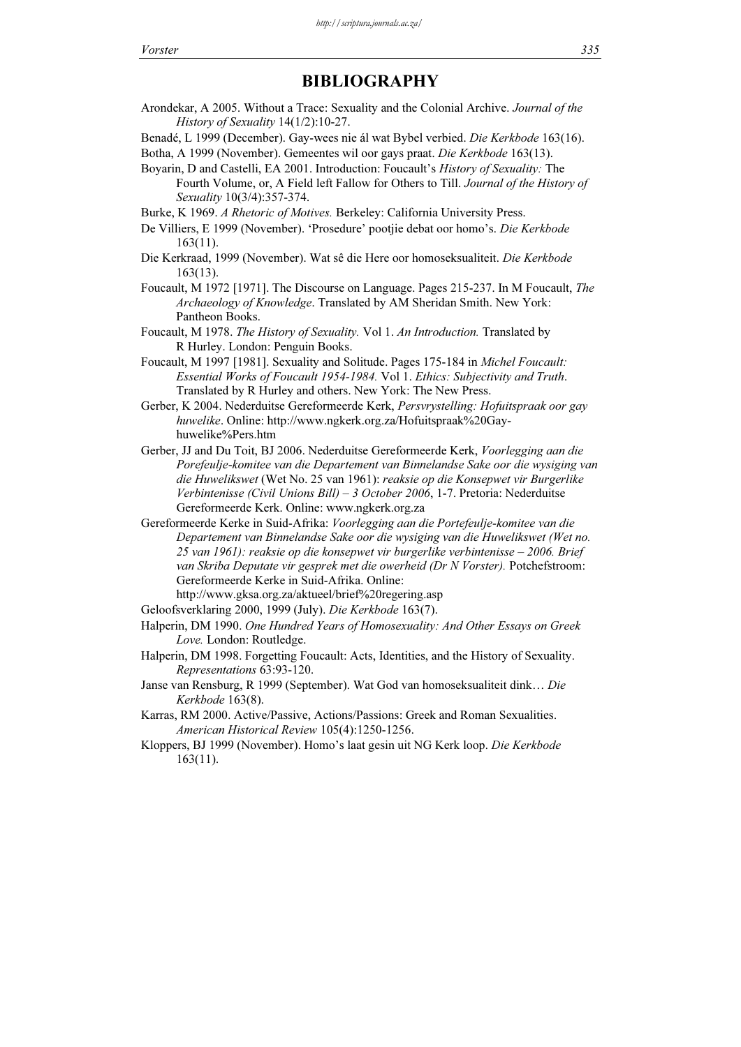# BIBLIOGRAPHY

Arondekar, A 2005. Without a Trace: Sexuality and the Colonial Archive. *Journal of the History of Sexuality* 14(1/2):10-27.

Benadé, L 1999 (December). Gay-wees nie ál wat Bybel verbied. *Die Kerkbode* 163(16).

Botha, A 1999 (November). Gemeentes wil oor gays praat. *Die Kerkbode* 163(13).

Boyarin, D and Castelli, EA 2001. Introduction: Foucault's *History of Sexuality:* The Fourth Volume, or, A Field left Fallow for Others to Till. *Journal of the History of Sexuality* 10(3/4):357-374.

Burke, K 1969. *A Rhetoric of Motives.* Berkeley: California University Press.

De Villiers, E 1999 (November). 'Prosedure' pootjie debat oor homo's. *Die Kerkbode* 163(11).

Die Kerkraad, 1999 (November). Wat sê die Here oor homoseksualiteit. *Die Kerkbode* 163(13).

Foucault, M 1972 [1971]. The Discourse on Language. Pages 215-237. In M Foucault, *The Archaeology of Knowledge*. Translated by AM Sheridan Smith. New York: Pantheon Books.

Foucault, M 1978. *The History of Sexuality.* Vol 1. *An Introduction.* Translated by R Hurley. London: Penguin Books.

Foucault, M 1997 [1981]. Sexuality and Solitude. Pages 175-184 in *Michel Foucault: Essential Works of Foucault 1954-1984.* Vol 1. *Ethics: Subjectivity and Truth*. Translated by R Hurley and others. New York: The New Press.

Gerber, K 2004. Nederduitse Gereformeerde Kerk, *Persvrystelling: Hofuitspraak oor gay huwelike*. Online: http://www.ngkerk.org.za/Hofuitspraak%20Gay-huwelike%Pers.htm

Gerber, JJ and Du Toit, BJ 2006. Nederduitse Gereformeerde Kerk, *Voorlegging aan die Porefeulje-komitee van die Departement van Binnelandse Sake oor die wysiging van die Huwelikswet* (Wet No. 25 van 1961): *reaksie op die Konsepwet vir Burgerlike Verbintenisse (Civil Unions Bill) – 3 October 2006*, 1-7. Pretoria: Nederduitse Gereformeerde Kerk. Online: www.ngkerk.org.za

Gereformeerde Kerke in Suid-Afrika: *Voorlegging aan die Portefeulje-komitee van die Departement van Binnelandse Sake oor die wysiging van die Huwelikswet (Wet no. 25 van 1961): reaksie op die konsepwet vir burgerlike verbintenisse – 2006. Brief van Skriba Deputate vir gesprek met die owerheid (Dr N Vorster).* Potchefstroom: Gereformeerde Kerke in Suid-Afrika. Online: http://www.gksa.org.za/aktueel/brief%20regering.asp

Geloofsverklaring 2000, 1999 (July). *Die Kerkbode* 163(7).

Halperin, DM 1990. *One Hundred Years of Homosexuality: And Other Essays on Greek Love.* London: Routledge.

Halperin, DM 1998. Forgetting Foucault: Acts, Identities, and the History of Sexuality. *Representations* 63:93-120.

Janse van Rensburg, R 1999 (September). Wat God van homoseksualiteit dink… *Die Kerkbode* 163(8).

Karras, RM 2000. Active/Passive, Actions/Passions: Greek and Roman Sexualities. *American Historical Review* 105(4):1250-1256.

Kloppers, BJ 1999 (November). Homo's laat gesin uit NG Kerk loop. *Die Kerkbode* 163(11).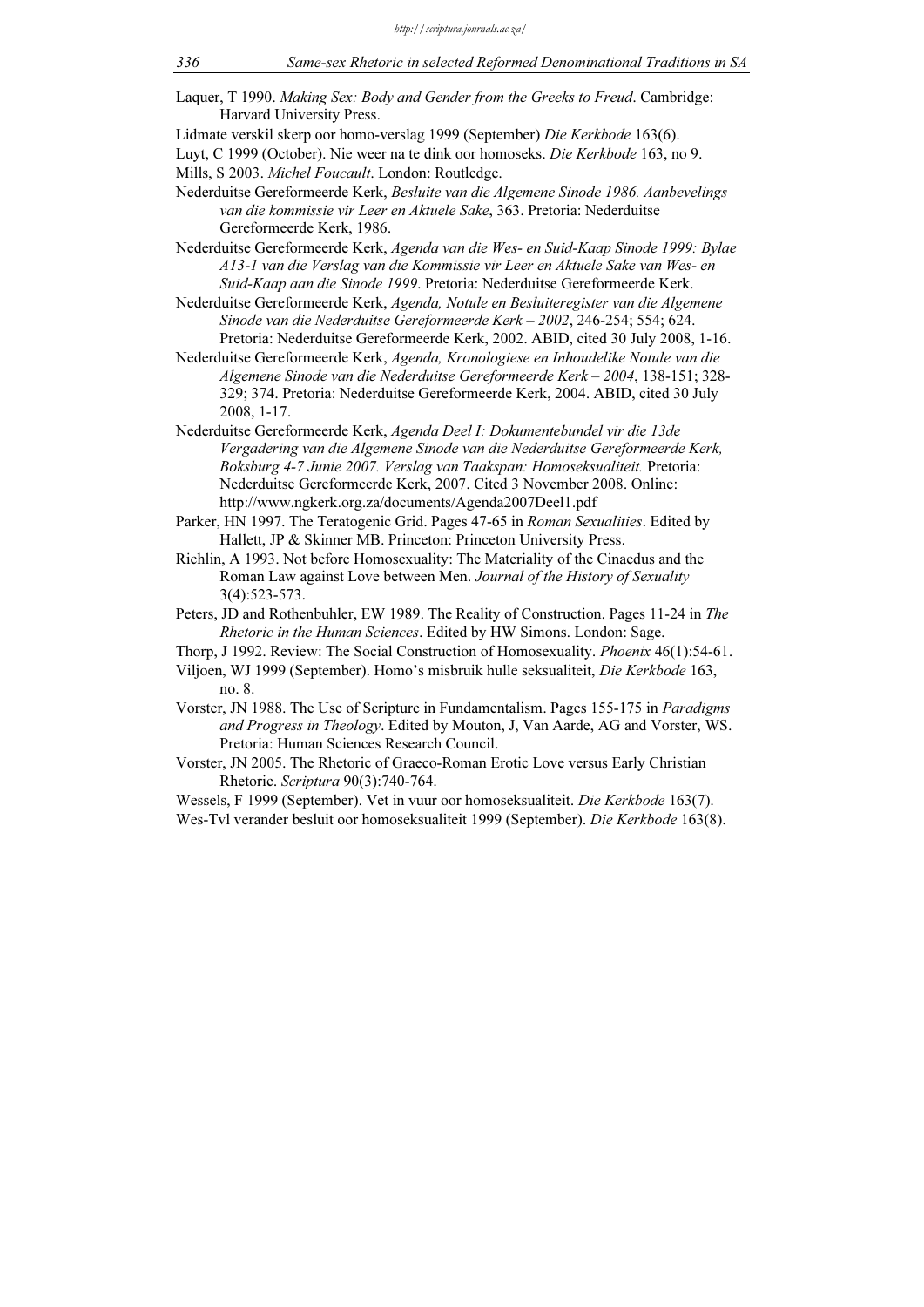Laquer, T 1990. *Making Sex: Body and Gender from the Greeks to Freud*. Cambridge: Harvard University Press.

Lidmate verskil skerp oor homo-verslag 1999 (September) *Die Kerkbode* 163(6).

Luyt, C 1999 (October). Nie weer na te dink oor homoseks. *Die Kerkbode* 163, no 9.

Mills, S 2003. *Michel Foucault*. London: Routledge.

Nederduitse Gereformeerde Kerk, *Besluite van die Algemene Sinode 1986. Aanbevelings van die kommissie vir Leer en Aktuele Sake*, 363. Pretoria: Nederduitse Gereformeerde Kerk, 1986.

Nederduitse Gereformeerde Kerk, *Agenda van die Wes- en Suid-Kaap Sinode 1999: Bylae A13-1 van die Verslag van die Kommissie vir Leer en Aktuele Sake van Wes- en Suid-Kaap aan die Sinode 1999*. Pretoria: Nederduitse Gereformeerde Kerk.

Nederduitse Gereformeerde Kerk, *Agenda, Notule en Besluiteregister van die Algemene Sinode van die Nederduitse Gereformeerde Kerk – 2002*, 246-254; 554; 624. Pretoria: Nederduitse Gereformeerde Kerk, 2002. ABID, cited 30 July 2008, 1-16.

Nederduitse Gereformeerde Kerk, *Agenda, Kronologiese en Inhoudelike Notule van die Algemene Sinode van die Nederduitse Gereformeerde Kerk – 2004*, 138-151; 328-329; 374. Pretoria: Nederduitse Gereformeerde Kerk, 2004. ABID, cited 30 July 2008, 1-17.

Nederduitse Gereformeerde Kerk, *Agenda Deel I: Dokumentebundel vir die 13de Vergadering van die Algemene Sinode van die Nederduitse Gereformeerde Kerk, Boksburg 4-7 Junie 2007. Verslag van Taakspan: Homoseksualiteit.* Pretoria: Nederduitse Gereformeerde Kerk, 2007. Cited 3 November 2008. Online: http://www.ngkerk.org.za/documents/Agenda2007Deel1.pdf

Parker, HN 1997. The Teratogenic Grid. Pages 47-65 in *Roman Sexualities*. Edited by Hallett, JP & Skinner MB. Princeton: Princeton University Press.

Richlin, A 1993. Not before Homosexuality: The Materiality of the Cinaedus and the Roman Law against Love between Men. *Journal of the History of Sexuality* 3(4):523-573.

Peters, JD and Rothenbuhler, EW 1989. The Reality of Construction. Pages 11-24 in *The Rhetoric in the Human Sciences*. Edited by HW Simons. London: Sage.

Thorp, J 1992. Review: The Social Construction of Homosexuality. *Phoenix* 46(1):54-61.

Viljoen, WJ 1999 (September). Homo's misbruik hulle seksualiteit, *Die Kerkbode* 163, no. 8.

Vorster, JN 1988. The Use of Scripture in Fundamentalism. Pages 155-175 in *Paradigms and Progress in Theology*. Edited by Mouton, J, Van Aarde, AG and Vorster, WS. Pretoria: Human Sciences Research Council.

Vorster, JN 2005. The Rhetoric of Graeco-Roman Erotic Love versus Early Christian Rhetoric. *Scriptura* 90(3):740-764.

Wessels, F 1999 (September). Vet in vuur oor homoseksualiteit. *Die Kerkbode* 163(7).

Wes-Tvl verander besluit oor homoseksualiteit 1999 (September). *Die Kerkbode* 163(8).